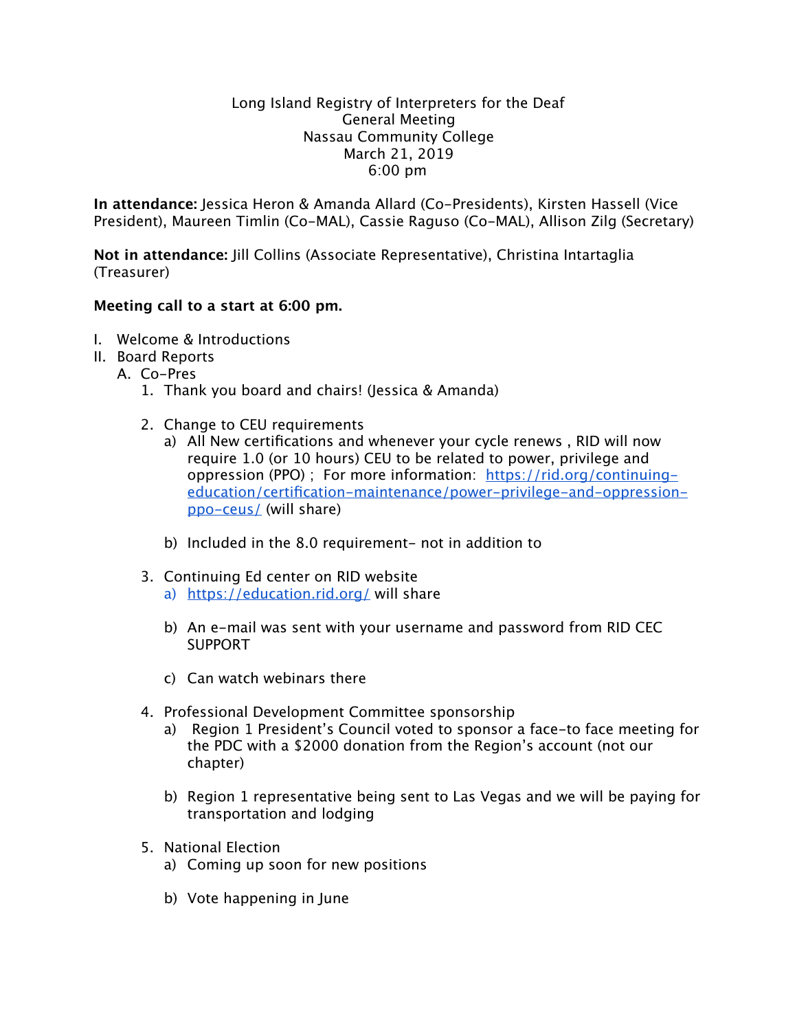Long Island Registry of Interpreters for the Deaf
General Meeting
Nassau Community College
March 21, 2019
6:00 pm

**In attendance:** Jessica Heron & Amanda Allard (Co-Presidents), Kirsten Hassell (Vice President), Maureen Timlin (Co-MAL), Cassie Raguso (Co-MAL), Allison Zilg (Secretary)

**Not in attendance:** Jill Collins (Associate Representative), Christina Intartaglia (Treasurer)

**Meeting call to a start at 6:00 pm.**

I. Welcome & Introductions
II. Board Reports
   A. Co-Pres
      1. Thank you board and chairs! (Jessica & Amanda)

      2. Change to CEU requirements
         a) All New certifications and whenever your cycle renews , RID will now require 1.0 (or 10 hours) CEU to be related to power, privilege and oppression (PPO) ; For more information: https://rid.org/continuing-education/certification-maintenance/power-privilege-and-oppression-ppo-ceus/ (will share)

         b) Included in the 8.0 requirement- not in addition to

      3. Continuing Ed center on RID website
         a) https://education.rid.org/ will share

         b) An e-mail was sent with your username and password from RID CEC SUPPORT

         c) Can watch webinars there

      4. Professional Development Committee sponsorship
         a) Region 1 President's Council voted to sponsor a face-to face meeting for the PDC with a $2000 donation from the Region's account (not our chapter)

         b) Region 1 representative being sent to Las Vegas and we will be paying for transportation and lodging

      5. National Election
         a) Coming up soon for new positions

         b) Vote happening in June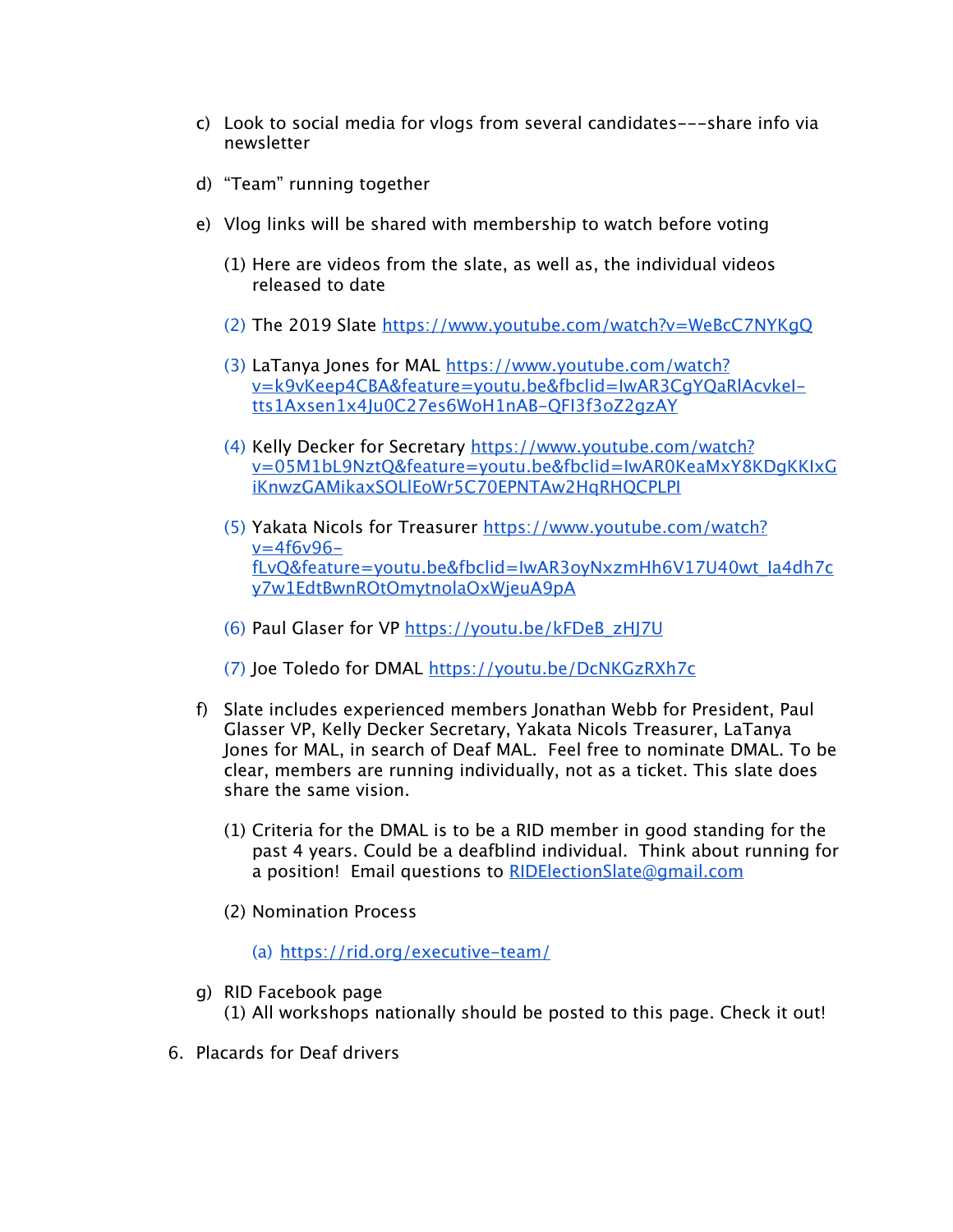c) Look to social media for vlogs from several candidates---share info via newsletter

d) “Team” running together

e) Vlog links will be shared with membership to watch before voting

   (1) Here are videos from the slate, as well as, the individual videos released to date

   (2) The 2019 Slate https://www.youtube.com/watch?v=WeBcC7NYKgQ

   (3) LaTanya Jones for MAL https://www.youtube.com/watch?v=k9vKeep4CBA&feature=youtu.be&fbclid=IwAR3CgYQaRlAcvkeI-tts1Axsen1x4Ju0C27es6WoH1nAB-QFI3f3oZ2gzAY

   (4) Kelly Decker for Secretary https://www.youtube.com/watch?v=05M1bL9NztQ&feature=youtu.be&fbclid=IwAR0KeaMxY8KDgKKIxGiKnwzGAMikaxSOLlEoWr5C70EPNTAw2HqRHQCPLPI

   (5) Yakata Nicols for Treasurer https://www.youtube.com/watch?v=4f6v96-fLvQ&feature=youtu.be&fbclid=IwAR3oyNxzmHh6V17U40wt_Ia4dh7cy7w1EdtBwnROtOmytnolaOxWjeuA9pA

   (6) Paul Glaser for VP https://youtu.be/kFDeB_zHJ7U

   (7) Joe Toledo for DMAL https://youtu.be/DcNKGzRXh7c

f) Slate includes experienced members Jonathan Webb for President, Paul Glasser VP, Kelly Decker Secretary, Yakata Nicols Treasurer, LaTanya Jones for MAL, in search of Deaf MAL. Feel free to nominate DMAL. To be clear, members are running individually, not as a ticket. This slate does share the same vision.

   (1) Criteria for the DMAL is to be a RID member in good standing for the past 4 years. Could be a deafblind individual. Think about running for a position! Email questions to RIDElectionSlate@gmail.com

   (2) Nomination Process

      (a) https://rid.org/executive-team/

g) RID Facebook page
   (1) All workshops nationally should be posted to this page. Check it out!

6. Placards for Deaf drivers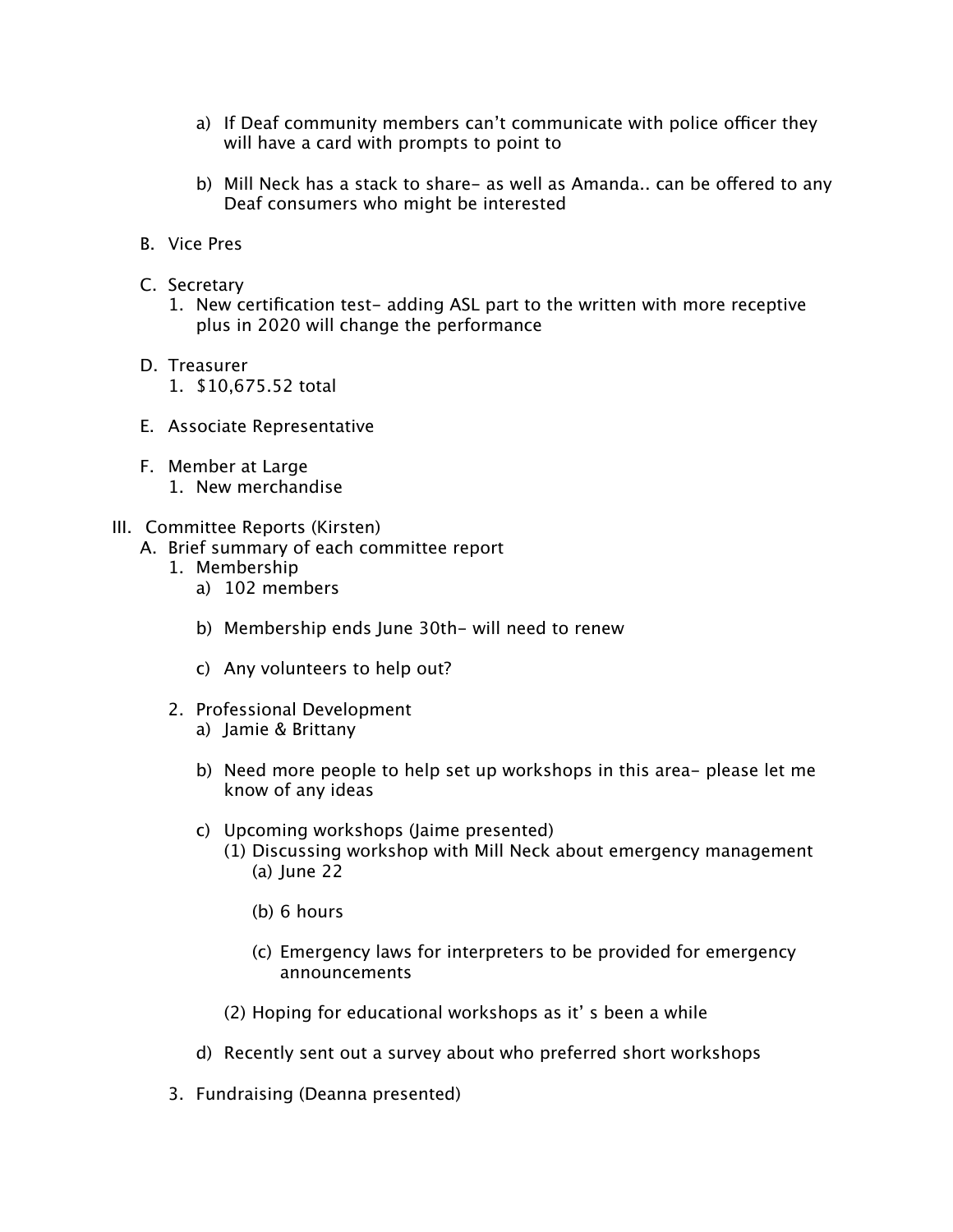a) If Deaf community members can't communicate with police officer they will have a card with prompts to point to

b) Mill Neck has a stack to share- as well as Amanda.. can be offered to any Deaf consumers who might be interested

B. Vice Pres

C. Secretary
   1. New certification test- adding ASL part to the written with more receptive plus in 2020 will change the performance

D. Treasurer
   1. $10,675.52 total

E. Associate Representative

F. Member at Large
   1. New merchandise

III. Committee Reports (Kirsten)
   A. Brief summary of each committee report
      1. Membership
         a) 102 members

         b) Membership ends June 30th- will need to renew

         c) Any volunteers to help out?

      2. Professional Development
         a) Jamie & Brittany

         b) Need more people to help set up workshops in this area- please let me know of any ideas

         c) Upcoming workshops (Jaime presented)
            (1) Discussing workshop with Mill Neck about emergency management
               (a) June 22

               (b) 6 hours

               (c) Emergency laws for interpreters to be provided for emergency announcements

            (2) Hoping for educational workshops as it' s been a while

         d) Recently sent out a survey about who preferred short workshops

      3. Fundraising (Deanna presented)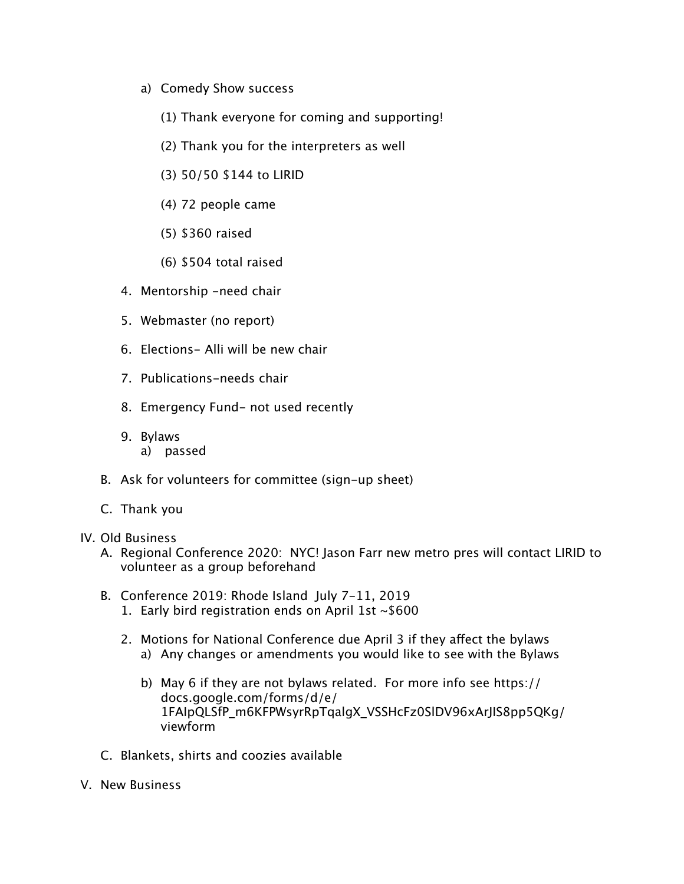a) Comedy Show success

(1) Thank everyone for coming and supporting!

(2) Thank you for the interpreters as well

(3) 50/50 $144 to LIRID

(4) 72 people came

(5) $360 raised

(6) $504 total raised

4. Mentorship -need chair

5. Webmaster (no report)

6. Elections- Alli will be new chair

7. Publications-needs chair

8. Emergency Fund- not used recently

9. Bylaws
   a) passed

B. Ask for volunteers for committee (sign-up sheet)

C. Thank you

IV. Old Business

A. Regional Conference 2020: NYC! Jason Farr new metro pres will contact LIRID to volunteer as a group beforehand

B. Conference 2019: Rhode Island July 7-11, 2019
   1. Early bird registration ends on April 1st ~$600

   2. Motions for National Conference due April 3 if they affect the bylaws
      a) Any changes or amendments you would like to see with the Bylaws

      b) May 6 if they are not bylaws related. For more info see https://docs.google.com/forms/d/e/1FAIpQLSfP_m6KFPWsyrRpTqalgX_VSSHcFz0SlDV96xArJIS8pp5QKg/viewform

C. Blankets, shirts and coozies available

V. New Business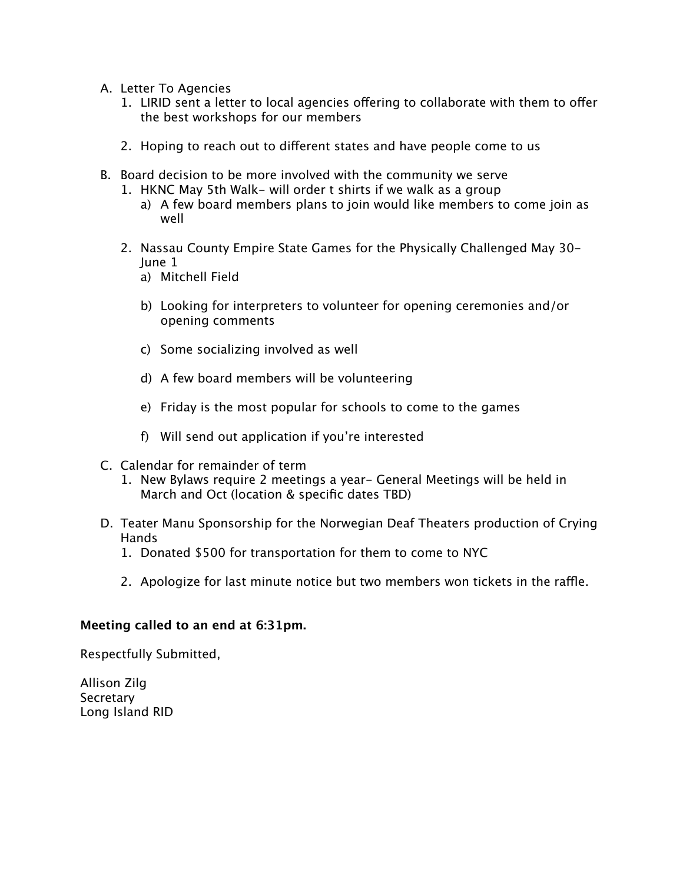A. Letter To Agencies
    1. LIRID sent a letter to local agencies offering to collaborate with them to offer the best workshops for our members

    2. Hoping to reach out to different states and have people come to us

B. Board decision to be more involved with the community we serve
    1. HKNC May 5th Walk- will order t shirts if we walk as a group
        a) A few board members plans to join would like members to come join as well

    2. Nassau County Empire State Games for the Physically Challenged May 30-June 1
        a) Mitchell Field

        b) Looking for interpreters to volunteer for opening ceremonies and/or opening comments

        c) Some socializing involved as well

        d) A few board members will be volunteering

        e) Friday is the most popular for schools to come to the games

        f) Will send out application if you're interested

C. Calendar for remainder of term
    1. New Bylaws require 2 meetings a year- General Meetings will be held in March and Oct (location & specific dates TBD)

D. Teater Manu Sponsorship for the Norwegian Deaf Theaters production of Crying Hands
    1. Donated $500 for transportation for them to come to NYC

    2. Apologize for last minute notice but two members won tickets in the raffle.

**Meeting called to an end at 6:31pm.**

Respectfully Submitted,

Allison Zilg
Secretary
Long Island RID